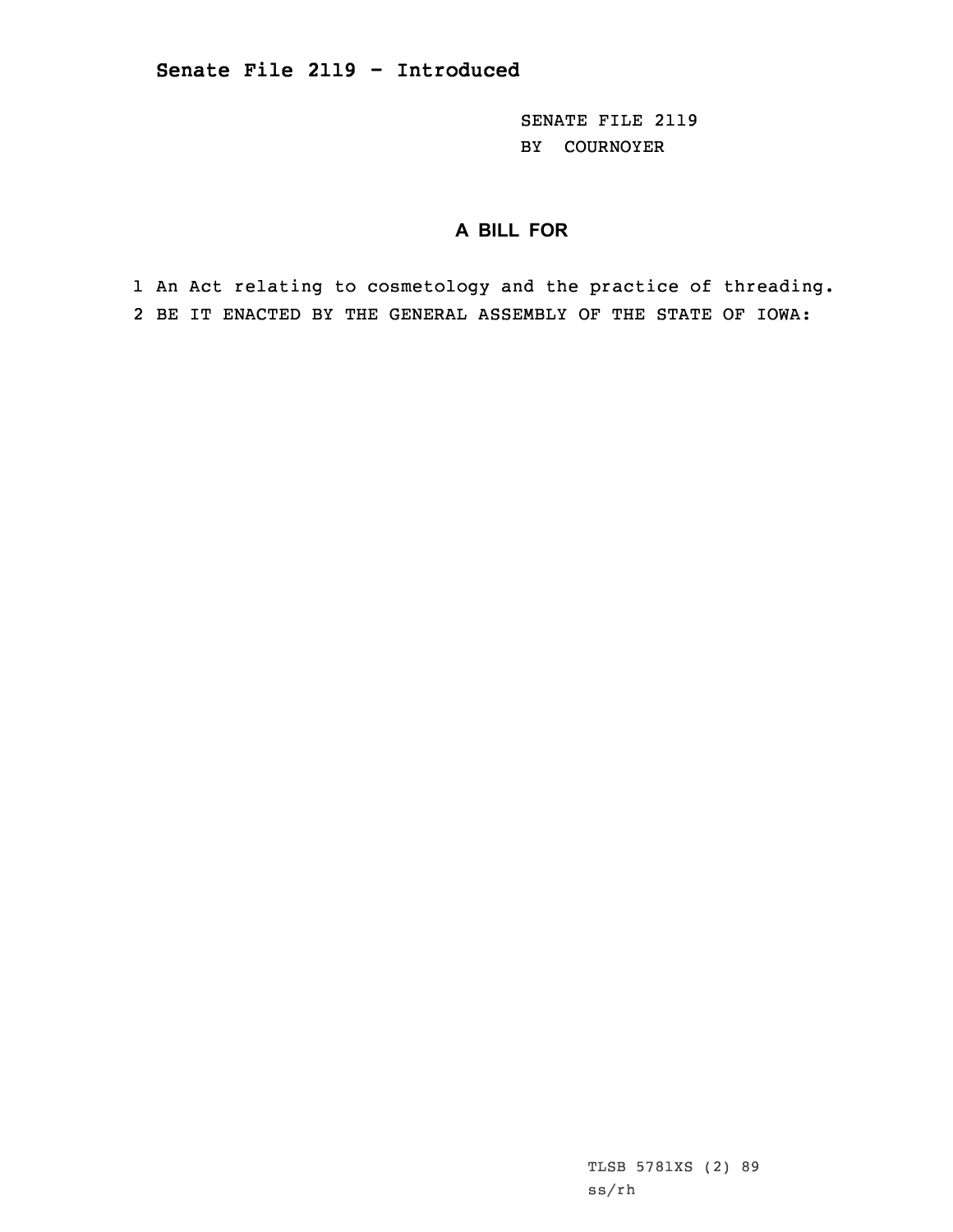**Senate File 2119 - Introduced**

SENATE FILE 2119
BY COURNOYER

**A BILL FOR**

1 An Act relating to cosmetology and the practice of threading.
2 BE IT ENACTED BY THE GENERAL ASSEMBLY OF THE STATE OF IOWA:

TLSB 5781XS (2) 89
ss/rh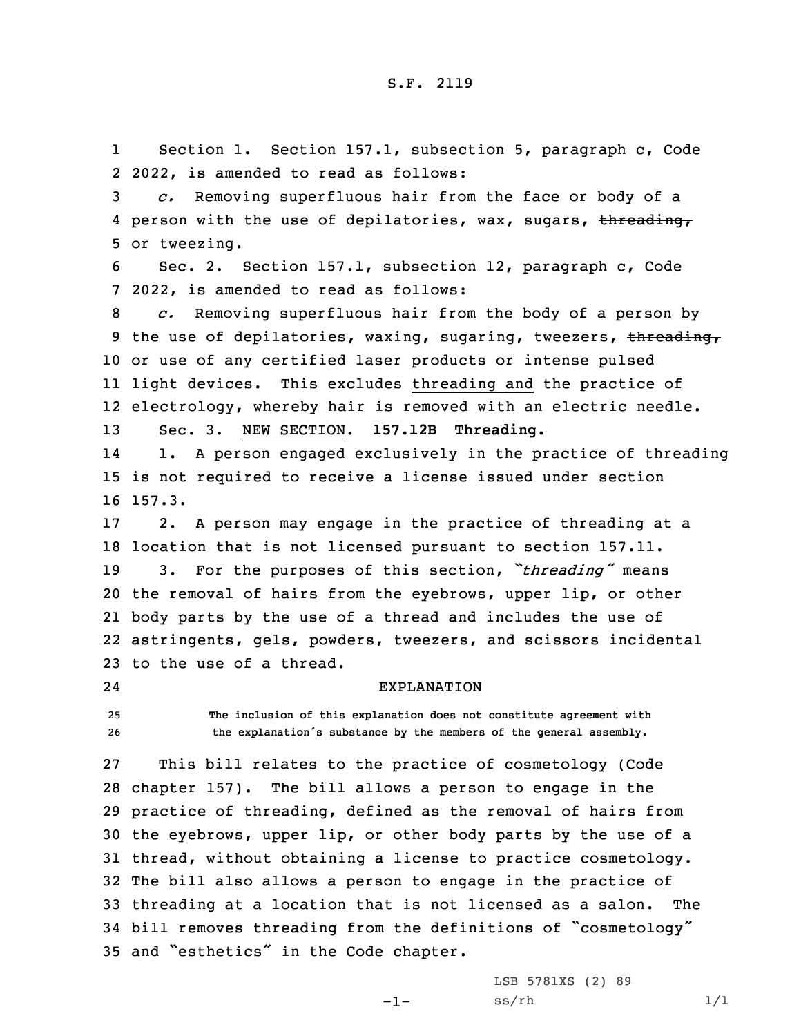Section 1. Section 157.1, subsection 5, paragraph c, Code 2022, is amended to read as follows:

*c.* Removing superfluous hair from the face or body of a person with the use of depilatories, wax, sugars, ~~threading,~~ or tweezing.

Sec. 2. Section 157.1, subsection 12, paragraph c, Code 2022, is amended to read as follows:

*c.* Removing superfluous hair from the body of a person by the use of depilatories, waxing, sugaring, tweezers, ~~threading,~~ or use of any certified laser products or intense pulsed light devices. This excludes <u>threading and</u> the practice of electrology, whereby hair is removed with an electric needle.

Sec. 3. <u>NEW SECTION</u>. **157.12B Threading.**

1. A person engaged exclusively in the practice of threading is not required to receive a license issued under section 157.3.

2. A person may engage in the practice of threading at a location that is not licensed pursuant to section 157.11.

3. For the purposes of this section, *"threading"* means the removal of hairs from the eyebrows, upper lip, or other body parts by the use of a thread and includes the use of astringents, gels, powders, tweezers, and scissors incidental to the use of a thread.

EXPLANATION

The inclusion of this explanation does not constitute agreement with the explanation's substance by the members of the general assembly.

This bill relates to the practice of cosmetology (Code chapter 157). The bill allows a person to engage in the practice of threading, defined as the removal of hairs from the eyebrows, upper lip, or other body parts by the use of a thread, without obtaining a license to practice cosmetology. The bill also allows a person to engage in the practice of threading at a location that is not licensed as a salon. The bill removes threading from the definitions of "cosmetology" and "esthetics" in the Code chapter.

LSB 5781XS (2) 89
ss/rh